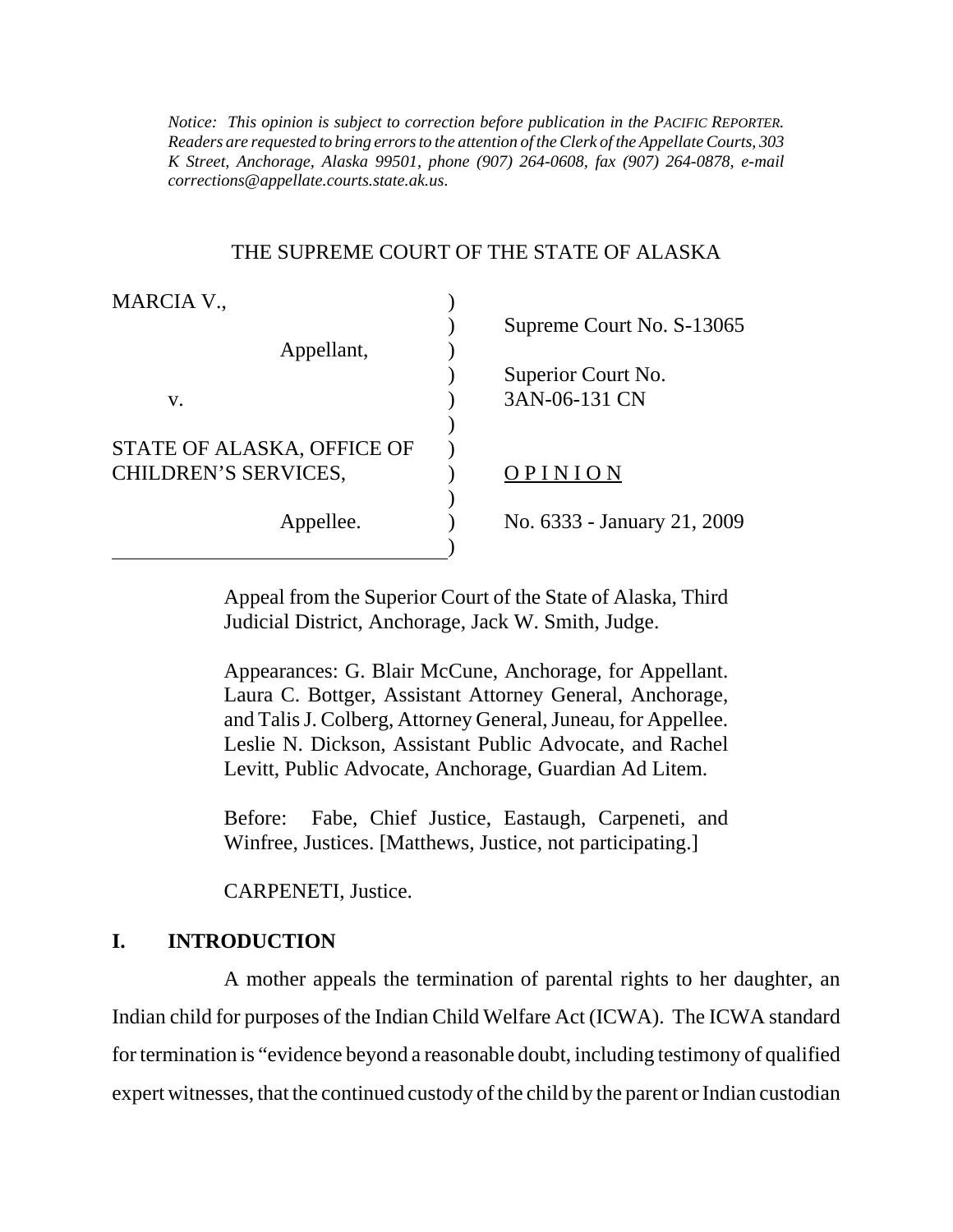*Notice: This opinion is subject to correction before publication in the PACIFIC REPORTER. Readers are requested to bring errors to the attention of the Clerk of the Appellate Courts, 303 K Street, Anchorage, Alaska 99501, phone (907) 264-0608, fax (907) 264-0878, e-mail corrections@appellate.courts.state.ak.us.*

THE SUPREME COURT OF THE STATE OF ALASKA

| | |
|---|---|
| MARCIA V., Appellant, | Supreme Court No. S-13065 |
| v. | Superior Court No. 3AN-06-131 CN |
| STATE OF ALASKA, OFFICE OF CHILDREN'S SERVICES, Appellee. | OPINION |
| | No. 6333 - January 21, 2009 |

Appeal from the Superior Court of the State of Alaska, Third Judicial District, Anchorage, Jack W. Smith, Judge.

Appearances: G. Blair McCune, Anchorage, for Appellant. Laura C. Bottger, Assistant Attorney General, Anchorage, and Talis J. Colberg, Attorney General, Juneau, for Appellee. Leslie N. Dickson, Assistant Public Advocate, and Rachel Levitt, Public Advocate, Anchorage, Guardian Ad Litem.

Before: Fabe, Chief Justice, Eastaugh, Carpeneti, and Winfree, Justices. [Matthews, Justice, not participating.]

CARPENETI, Justice.

## I. INTRODUCTION

A mother appeals the termination of parental rights to her daughter, an Indian child for purposes of the Indian Child Welfare Act (ICWA). The ICWA standard for termination is "evidence beyond a reasonable doubt, including testimony of qualified expert witnesses, that the continued custody of the child by the parent or Indian custodian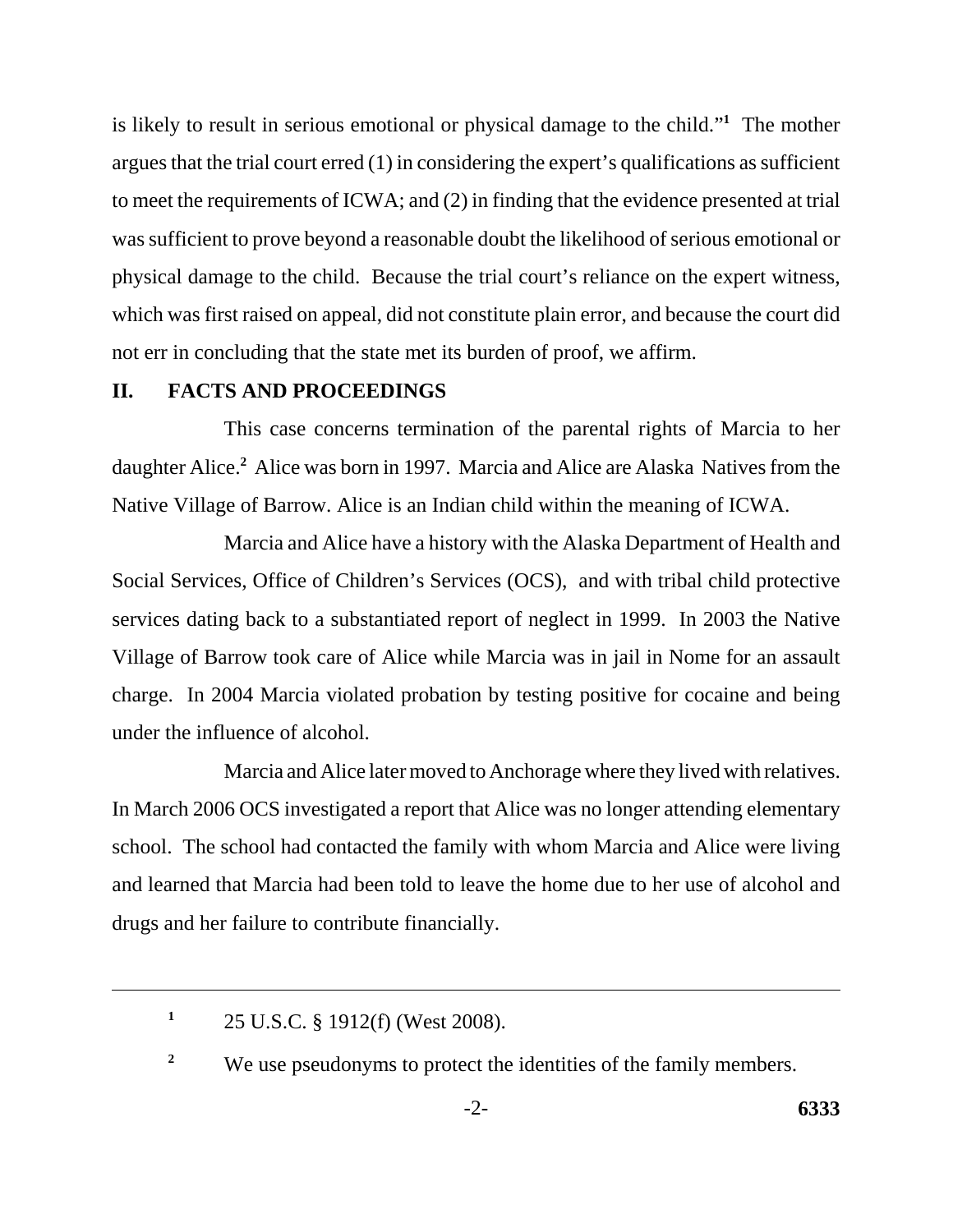is likely to result in serious emotional or physical damage to the child."[1] The mother argues that the trial court erred (1) in considering the expert's qualifications as sufficient to meet the requirements of ICWA; and (2) in finding that the evidence presented at trial was sufficient to prove beyond a reasonable doubt the likelihood of serious emotional or physical damage to the child. Because the trial court's reliance on the expert witness, which was first raised on appeal, did not constitute plain error, and because the court did not err in concluding that the state met its burden of proof, we affirm.

## II. FACTS AND PROCEEDINGS

This case concerns termination of the parental rights of Marcia to her daughter Alice.[2] Alice was born in 1997. Marcia and Alice are Alaska Natives from the Native Village of Barrow. Alice is an Indian child within the meaning of ICWA.

Marcia and Alice have a history with the Alaska Department of Health and Social Services, Office of Children's Services (OCS), and with tribal child protective services dating back to a substantiated report of neglect in 1999. In 2003 the Native Village of Barrow took care of Alice while Marcia was in jail in Nome for an assault charge. In 2004 Marcia violated probation by testing positive for cocaine and being under the influence of alcohol.

Marcia and Alice later moved to Anchorage where they lived with relatives. In March 2006 OCS investigated a report that Alice was no longer attending elementary school. The school had contacted the family with whom Marcia and Alice were living and learned that Marcia had been told to leave the home due to her use of alcohol and drugs and her failure to contribute financially.

---

[1] 25 U.S.C. § 1912(f) (West 2008).

[2] We use pseudonyms to protect the identities of the family members.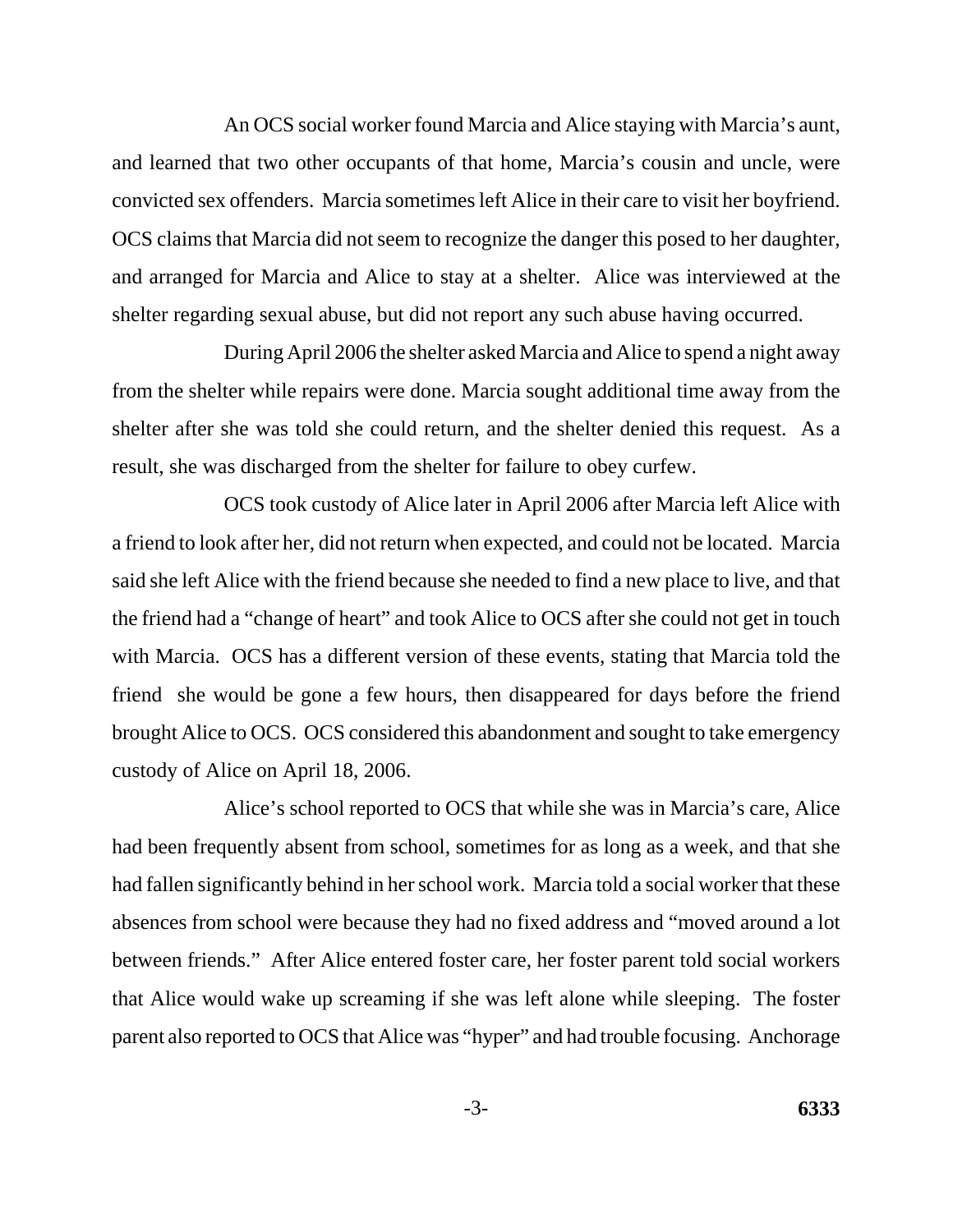An OCS social worker found Marcia and Alice staying with Marcia's aunt, and learned that two other occupants of that home, Marcia's cousin and uncle, were convicted sex offenders. Marcia sometimes left Alice in their care to visit her boyfriend. OCS claims that Marcia did not seem to recognize the danger this posed to her daughter, and arranged for Marcia and Alice to stay at a shelter. Alice was interviewed at the shelter regarding sexual abuse, but did not report any such abuse having occurred.

During April 2006 the shelter asked Marcia and Alice to spend a night away from the shelter while repairs were done. Marcia sought additional time away from the shelter after she was told she could return, and the shelter denied this request. As a result, she was discharged from the shelter for failure to obey curfew.

OCS took custody of Alice later in April 2006 after Marcia left Alice with a friend to look after her, did not return when expected, and could not be located. Marcia said she left Alice with the friend because she needed to find a new place to live, and that the friend had a "change of heart" and took Alice to OCS after she could not get in touch with Marcia. OCS has a different version of these events, stating that Marcia told the friend she would be gone a few hours, then disappeared for days before the friend brought Alice to OCS. OCS considered this abandonment and sought to take emergency custody of Alice on April 18, 2006.

Alice's school reported to OCS that while she was in Marcia's care, Alice had been frequently absent from school, sometimes for as long as a week, and that she had fallen significantly behind in her school work. Marcia told a social worker that these absences from school were because they had no fixed address and "moved around a lot between friends." After Alice entered foster care, her foster parent told social workers that Alice would wake up screaming if she was left alone while sleeping. The foster parent also reported to OCS that Alice was "hyper" and had trouble focusing. Anchorage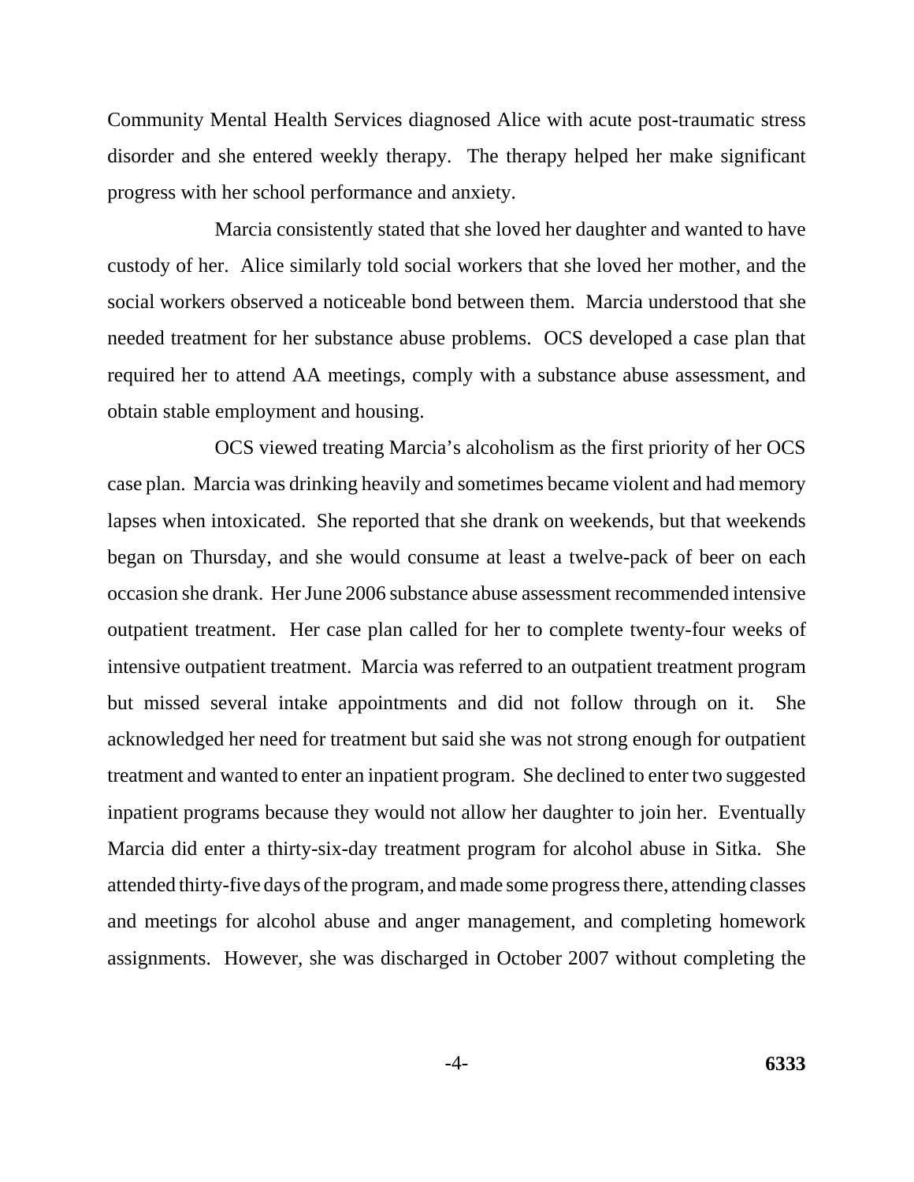Community Mental Health Services diagnosed Alice with acute post-traumatic stress disorder and she entered weekly therapy. The therapy helped her make significant progress with her school performance and anxiety.

Marcia consistently stated that she loved her daughter and wanted to have custody of her. Alice similarly told social workers that she loved her mother, and the social workers observed a noticeable bond between them. Marcia understood that she needed treatment for her substance abuse problems. OCS developed a case plan that required her to attend AA meetings, comply with a substance abuse assessment, and obtain stable employment and housing.

OCS viewed treating Marcia's alcoholism as the first priority of her OCS case plan. Marcia was drinking heavily and sometimes became violent and had memory lapses when intoxicated. She reported that she drank on weekends, but that weekends began on Thursday, and she would consume at least a twelve-pack of beer on each occasion she drank. Her June 2006 substance abuse assessment recommended intensive outpatient treatment. Her case plan called for her to complete twenty-four weeks of intensive outpatient treatment. Marcia was referred to an outpatient treatment program but missed several intake appointments and did not follow through on it. She acknowledged her need for treatment but said she was not strong enough for outpatient treatment and wanted to enter an inpatient program. She declined to enter two suggested inpatient programs because they would not allow her daughter to join her. Eventually Marcia did enter a thirty-six-day treatment program for alcohol abuse in Sitka. She attended thirty-five days of the program, and made some progress there, attending classes and meetings for alcohol abuse and anger management, and completing homework assignments. However, she was discharged in October 2007 without completing the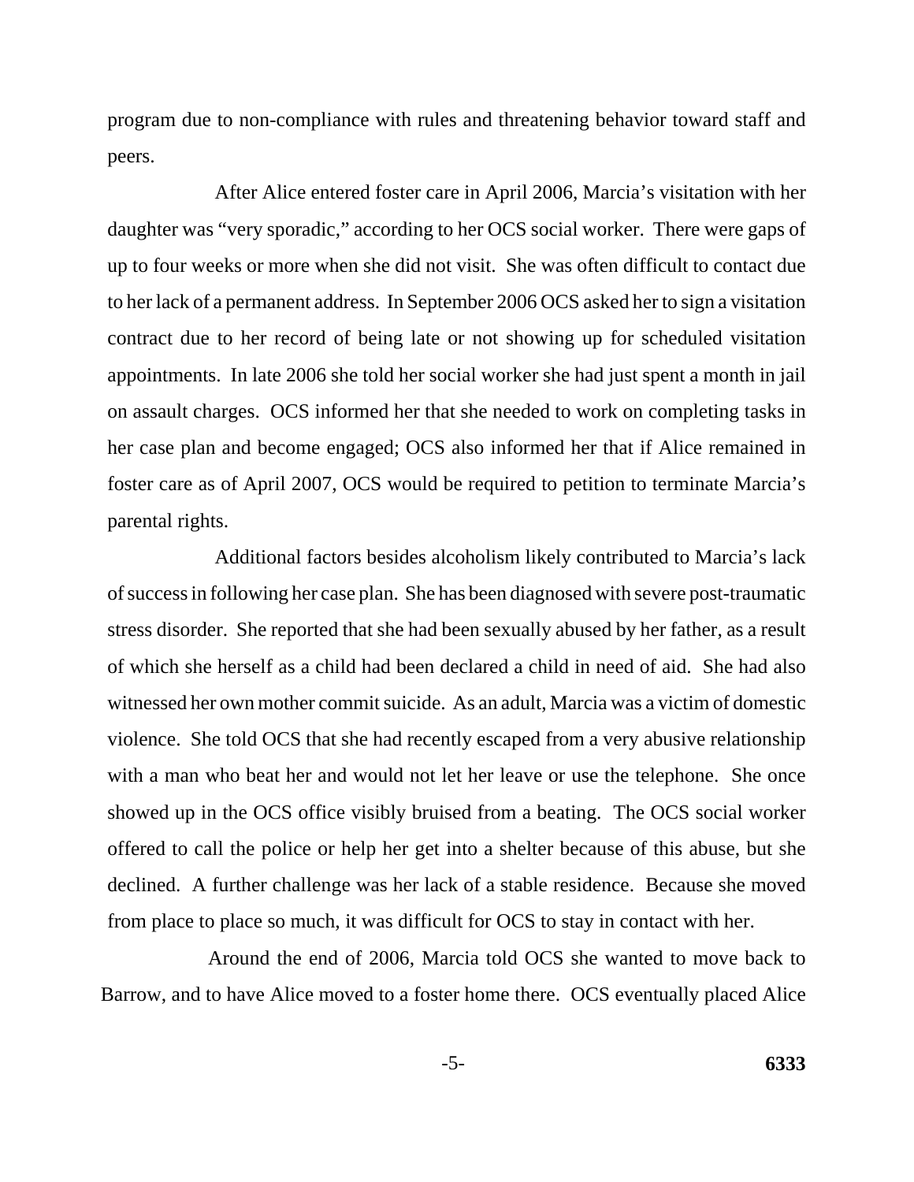program due to non-compliance with rules and threatening behavior toward staff and peers.

After Alice entered foster care in April 2006, Marcia's visitation with her daughter was "very sporadic," according to her OCS social worker. There were gaps of up to four weeks or more when she did not visit. She was often difficult to contact due to her lack of a permanent address. In September 2006 OCS asked her to sign a visitation contract due to her record of being late or not showing up for scheduled visitation appointments. In late 2006 she told her social worker she had just spent a month in jail on assault charges. OCS informed her that she needed to work on completing tasks in her case plan and become engaged; OCS also informed her that if Alice remained in foster care as of April 2007, OCS would be required to petition to terminate Marcia's parental rights.

Additional factors besides alcoholism likely contributed to Marcia's lack of success in following her case plan. She has been diagnosed with severe post-traumatic stress disorder. She reported that she had been sexually abused by her father, as a result of which she herself as a child had been declared a child in need of aid. She had also witnessed her own mother commit suicide. As an adult, Marcia was a victim of domestic violence. She told OCS that she had recently escaped from a very abusive relationship with a man who beat her and would not let her leave or use the telephone. She once showed up in the OCS office visibly bruised from a beating. The OCS social worker offered to call the police or help her get into a shelter because of this abuse, but she declined. A further challenge was her lack of a stable residence. Because she moved from place to place so much, it was difficult for OCS to stay in contact with her.

Around the end of 2006, Marcia told OCS she wanted to move back to Barrow, and to have Alice moved to a foster home there. OCS eventually placed Alice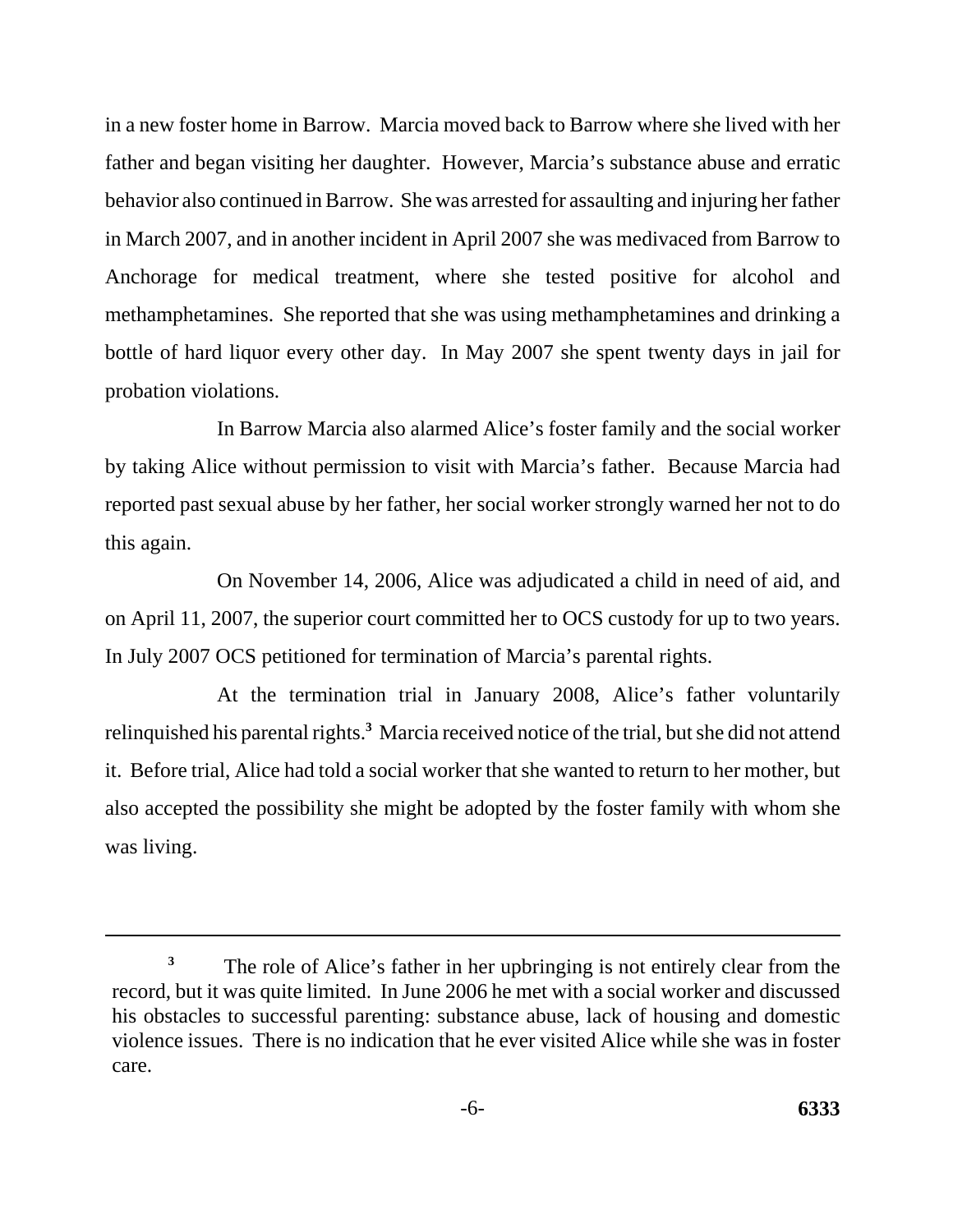in a new foster home in Barrow. Marcia moved back to Barrow where she lived with her father and began visiting her daughter. However, Marcia's substance abuse and erratic behavior also continued in Barrow. She was arrested for assaulting and injuring her father in March 2007, and in another incident in April 2007 she was medivaced from Barrow to Anchorage for medical treatment, where she tested positive for alcohol and methamphetamines. She reported that she was using methamphetamines and drinking a bottle of hard liquor every other day. In May 2007 she spent twenty days in jail for probation violations.

In Barrow Marcia also alarmed Alice's foster family and the social worker by taking Alice without permission to visit with Marcia's father. Because Marcia had reported past sexual abuse by her father, her social worker strongly warned her not to do this again.

On November 14, 2006, Alice was adjudicated a child in need of aid, and on April 11, 2007, the superior court committed her to OCS custody for up to two years. In July 2007 OCS petitioned for termination of Marcia's parental rights.

At the termination trial in January 2008, Alice's father voluntarily relinquished his parental rights.[3] Marcia received notice of the trial, but she did not attend it. Before trial, Alice had told a social worker that she wanted to return to her mother, but also accepted the possibility she might be adopted by the foster family with whom she was living.

---

[3] The role of Alice's father in her upbringing is not entirely clear from the record, but it was quite limited. In June 2006 he met with a social worker and discussed his obstacles to successful parenting: substance abuse, lack of housing and domestic violence issues. There is no indication that he ever visited Alice while she was in foster care.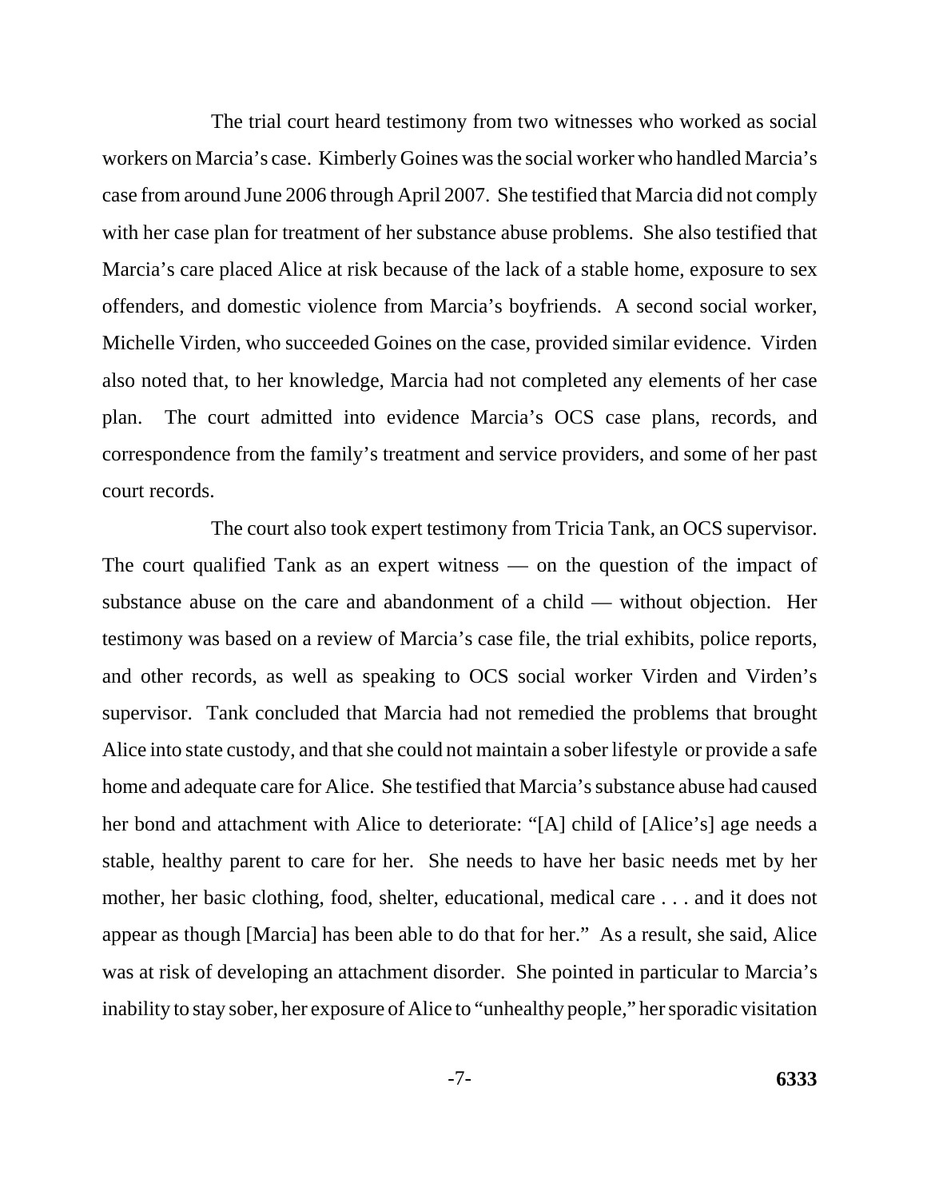The trial court heard testimony from two witnesses who worked as social workers on Marcia's case. Kimberly Goines was the social worker who handled Marcia's case from around June 2006 through April 2007. She testified that Marcia did not comply with her case plan for treatment of her substance abuse problems. She also testified that Marcia's care placed Alice at risk because of the lack of a stable home, exposure to sex offenders, and domestic violence from Marcia's boyfriends. A second social worker, Michelle Virden, who succeeded Goines on the case, provided similar evidence. Virden also noted that, to her knowledge, Marcia had not completed any elements of her case plan. The court admitted into evidence Marcia's OCS case plans, records, and correspondence from the family's treatment and service providers, and some of her past court records.

The court also took expert testimony from Tricia Tank, an OCS supervisor. The court qualified Tank as an expert witness — on the question of the impact of substance abuse on the care and abandonment of a child — without objection. Her testimony was based on a review of Marcia's case file, the trial exhibits, police reports, and other records, as well as speaking to OCS social worker Virden and Virden's supervisor. Tank concluded that Marcia had not remedied the problems that brought Alice into state custody, and that she could not maintain a sober lifestyle or provide a safe home and adequate care for Alice. She testified that Marcia's substance abuse had caused her bond and attachment with Alice to deteriorate: "[A] child of [Alice's] age needs a stable, healthy parent to care for her. She needs to have her basic needs met by her mother, her basic clothing, food, shelter, educational, medical care . . . and it does not appear as though [Marcia] has been able to do that for her." As a result, she said, Alice was at risk of developing an attachment disorder. She pointed in particular to Marcia's inability to stay sober, her exposure of Alice to "unhealthy people," her sporadic visitation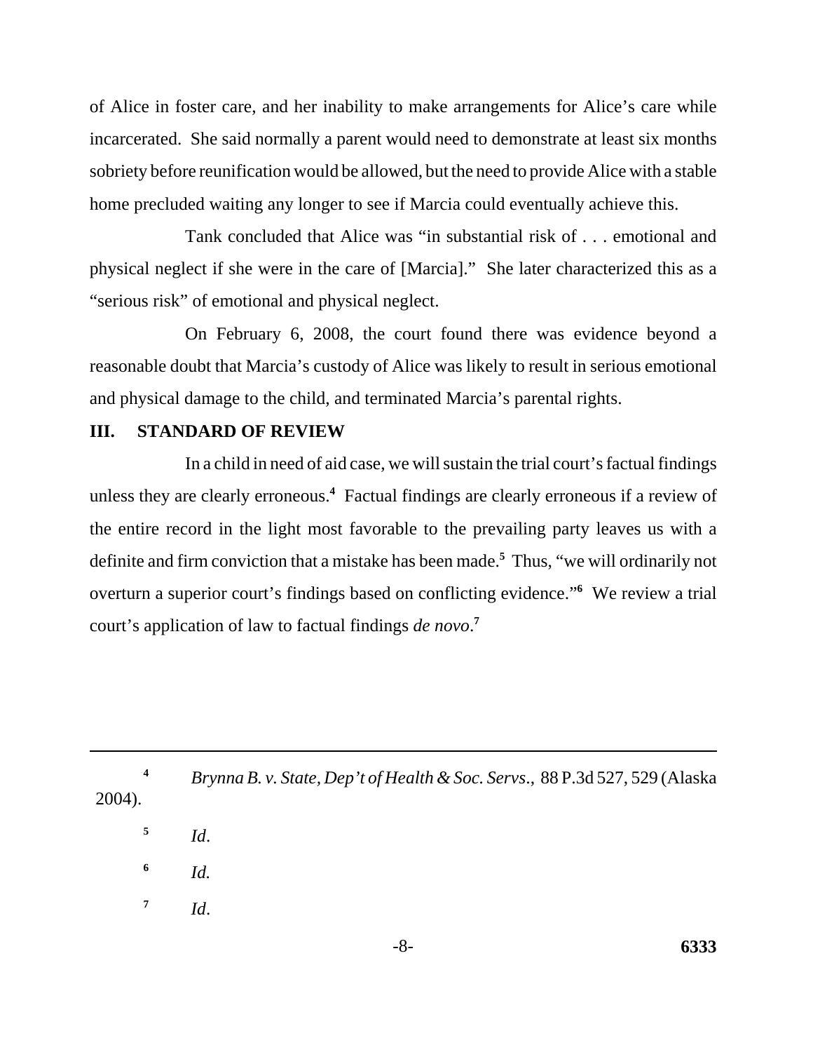of Alice in foster care, and her inability to make arrangements for Alice's care while incarcerated. She said normally a parent would need to demonstrate at least six months sobriety before reunification would be allowed, but the need to provide Alice with a stable home precluded waiting any longer to see if Marcia could eventually achieve this.

Tank concluded that Alice was "in substantial risk of . . . emotional and physical neglect if she were in the care of [Marcia]." She later characterized this as a "serious risk" of emotional and physical neglect.

On February 6, 2008, the court found there was evidence beyond a reasonable doubt that Marcia's custody of Alice was likely to result in serious emotional and physical damage to the child, and terminated Marcia's parental rights.

## III. STANDARD OF REVIEW

In a child in need of aid case, we will sustain the trial court's factual findings unless they are clearly erroneous.[4] Factual findings are clearly erroneous if a review of the entire record in the light most favorable to the prevailing party leaves us with a definite and firm conviction that a mistake has been made.[5] Thus, "we will ordinarily not overturn a superior court's findings based on conflicting evidence."[6] We review a trial court's application of law to factual findings *de novo*.[7]

---

[4] *Brynna B. v. State, Dep't of Health & Soc. Servs*., 88 P.3d 527, 529 (Alaska 2004).

[5] *Id*.

[6] *Id.*

[7] *Id*.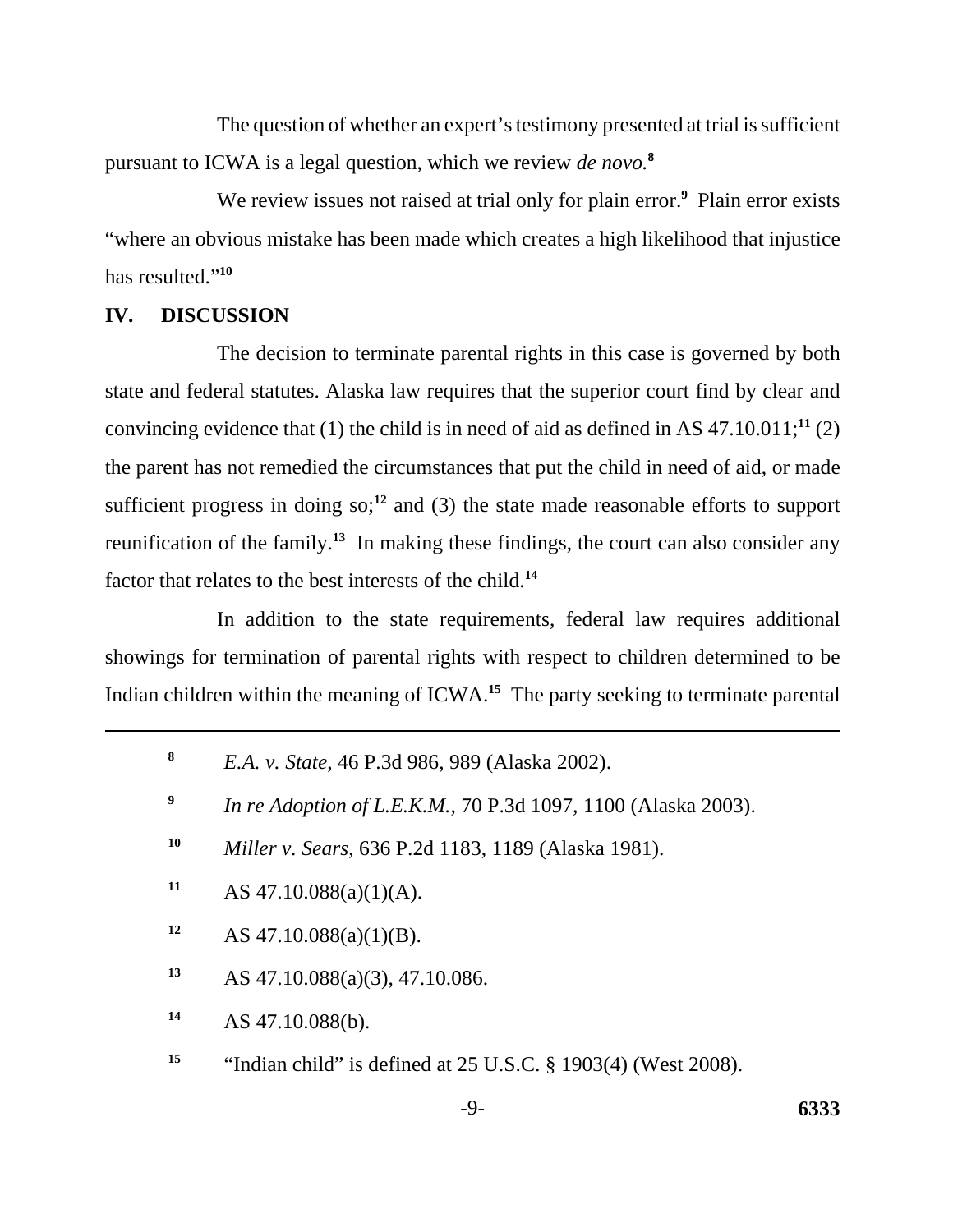The question of whether an expert's testimony presented at trial is sufficient pursuant to ICWA is a legal question, which we review *de novo.*[8]

We review issues not raised at trial only for plain error.[9] Plain error exists "where an obvious mistake has been made which creates a high likelihood that injustice has resulted."[10]

## IV. DISCUSSION

The decision to terminate parental rights in this case is governed by both state and federal statutes. Alaska law requires that the superior court find by clear and convincing evidence that (1) the child is in need of aid as defined in AS 47.10.011;[11] (2) the parent has not remedied the circumstances that put the child in need of aid, or made sufficient progress in doing so;[12] and (3) the state made reasonable efforts to support reunification of the family.[13] In making these findings, the court can also consider any factor that relates to the best interests of the child.[14]

In addition to the state requirements, federal law requires additional showings for termination of parental rights with respect to children determined to be Indian children within the meaning of ICWA.[15] The party seeking to terminate parental

---

[8] *E.A. v. State*, 46 P.3d 986, 989 (Alaska 2002).

[9] *In re Adoption of L.E.K.M.*, 70 P.3d 1097, 1100 (Alaska 2003).

[10] *Miller v. Sears*, 636 P.2d 1183, 1189 (Alaska 1981).

[11] AS 47.10.088(a)(1)(A).

[12] AS 47.10.088(a)(1)(B).

[13] AS 47.10.088(a)(3), 47.10.086.

[14] AS 47.10.088(b).

[15] "Indian child" is defined at 25 U.S.C. § 1903(4) (West 2008).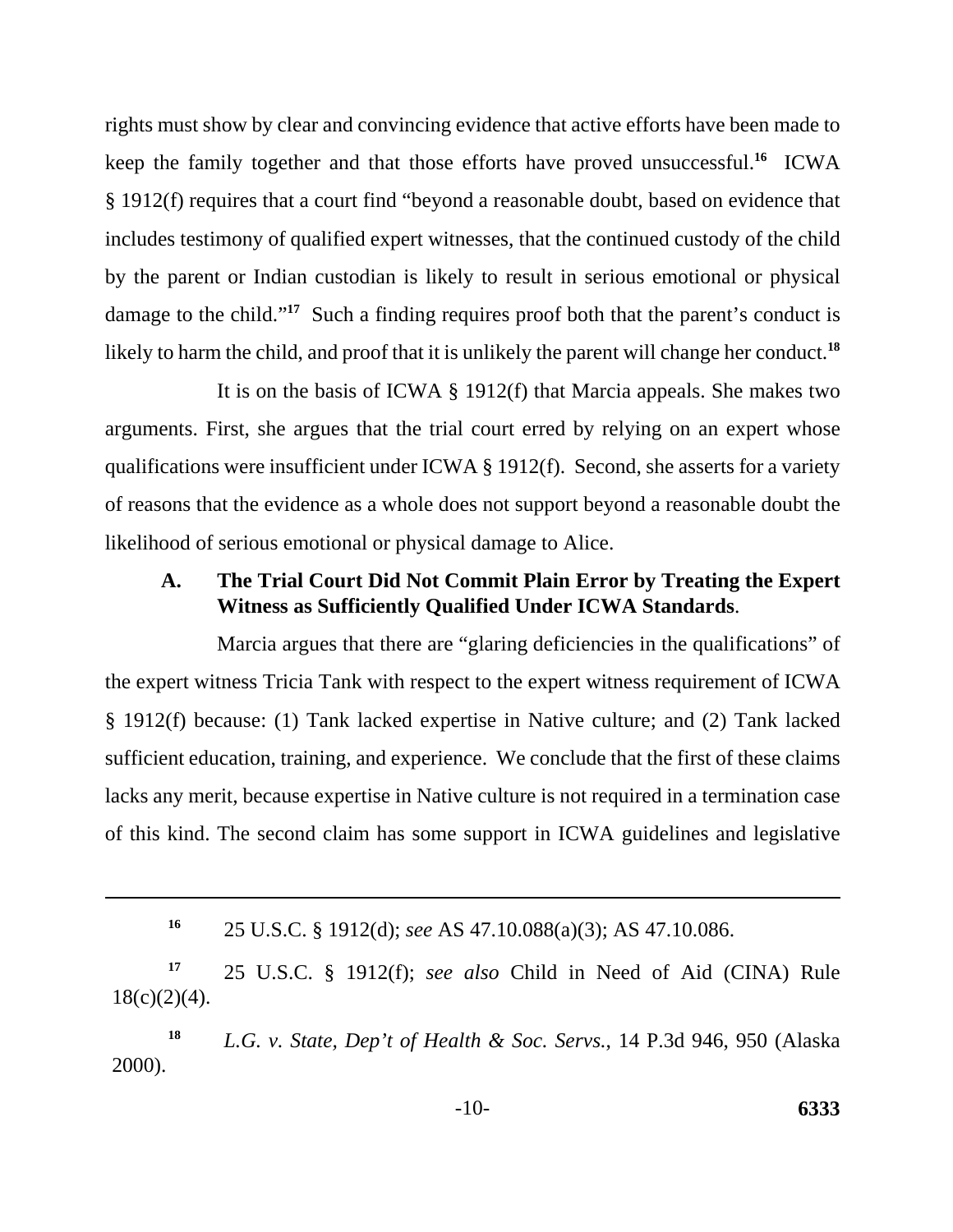rights must show by clear and convincing evidence that active efforts have been made to keep the family together and that those efforts have proved unsuccessful.[16] ICWA § 1912(f) requires that a court find "beyond a reasonable doubt, based on evidence that includes testimony of qualified expert witnesses, that the continued custody of the child by the parent or Indian custodian is likely to result in serious emotional or physical damage to the child."[17] Such a finding requires proof both that the parent's conduct is likely to harm the child, and proof that it is unlikely the parent will change her conduct.[18]

It is on the basis of ICWA § 1912(f) that Marcia appeals. She makes two arguments. First, she argues that the trial court erred by relying on an expert whose qualifications were insufficient under ICWA § 1912(f). Second, she asserts for a variety of reasons that the evidence as a whole does not support beyond a reasonable doubt the likelihood of serious emotional or physical damage to Alice.

### A. The Trial Court Did Not Commit Plain Error by Treating the Expert Witness as Sufficiently Qualified Under ICWA Standards.

Marcia argues that there are "glaring deficiencies in the qualifications" of the expert witness Tricia Tank with respect to the expert witness requirement of ICWA § 1912(f) because: (1) Tank lacked expertise in Native culture; and (2) Tank lacked sufficient education, training, and experience. We conclude that the first of these claims lacks any merit, because expertise in Native culture is not required in a termination case of this kind. The second claim has some support in ICWA guidelines and legislative

---

[16] 25 U.S.C. § 1912(d); *see* AS 47.10.088(a)(3); AS 47.10.086.

[17] 25 U.S.C. § 1912(f); *see also* Child in Need of Aid (CINA) Rule 18(c)(2)(4).

[18] *L.G. v. State, Dep't of Health & Soc. Servs.*, 14 P.3d 946, 950 (Alaska 2000).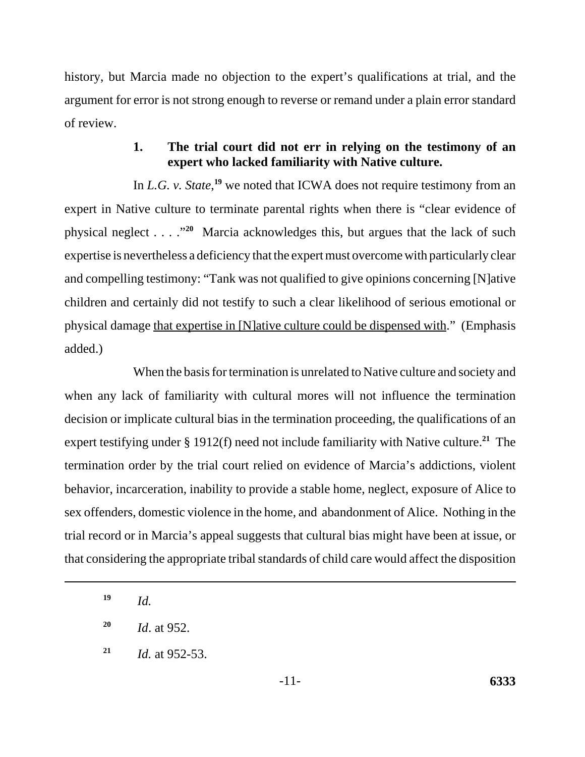history, but Marcia made no objection to the expert's qualifications at trial, and the argument for error is not strong enough to reverse or remand under a plain error standard of review.

### 1. The trial court did not err in relying on the testimony of an expert who lacked familiarity with Native culture.

In *L.G. v. State*,[19] we noted that ICWA does not require testimony from an expert in Native culture to terminate parental rights when there is "clear evidence of physical neglect . . . ."[20] Marcia acknowledges this, but argues that the lack of such expertise is nevertheless a deficiency that the expert must overcome with particularly clear and compelling testimony: "Tank was not qualified to give opinions concerning [N]ative children and certainly did not testify to such a clear likelihood of serious emotional or physical damage <u>that expertise in [N]ative culture could be dispensed with</u>." (Emphasis added.)

When the basis for termination is unrelated to Native culture and society and when any lack of familiarity with cultural mores will not influence the termination decision or implicate cultural bias in the termination proceeding, the qualifications of an expert testifying under § 1912(f) need not include familiarity with Native culture.[21] The termination order by the trial court relied on evidence of Marcia's addictions, violent behavior, incarceration, inability to provide a stable home, neglect, exposure of Alice to sex offenders, domestic violence in the home, and abandonment of Alice. Nothing in the trial record or in Marcia's appeal suggests that cultural bias might have been at issue, or that considering the appropriate tribal standards of child care would affect the disposition

---

[19] *Id.*

[20] *Id*. at 952.

[21] *Id.* at 952-53.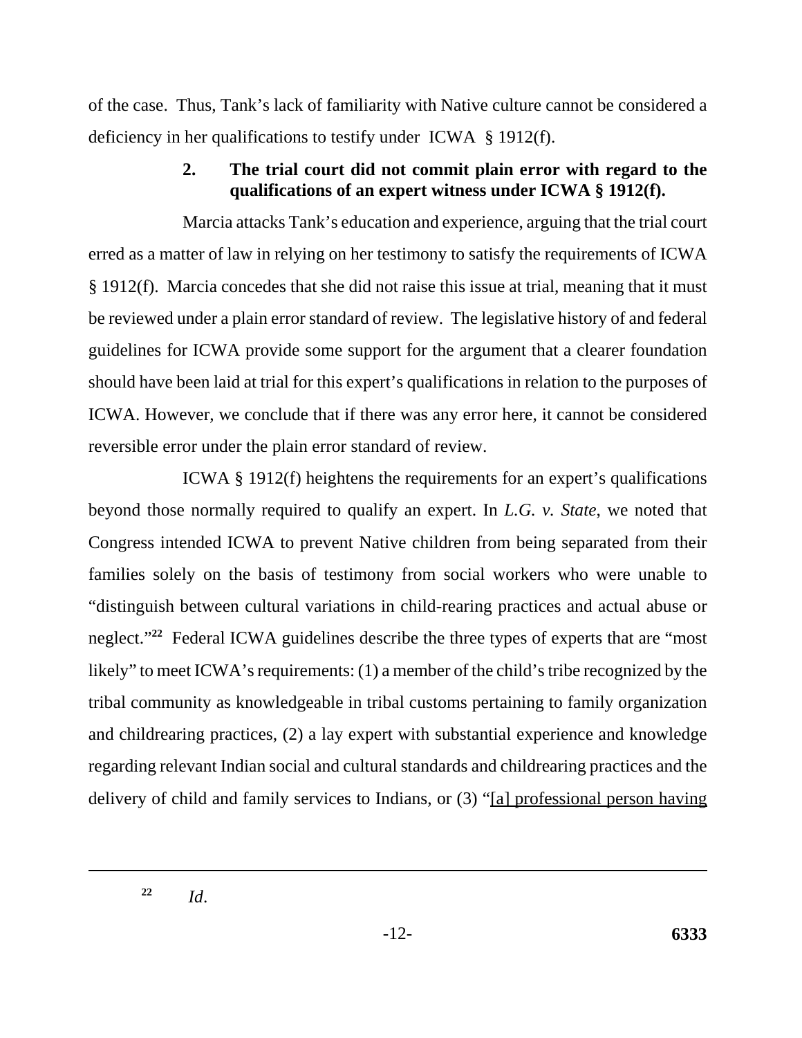of the case. Thus, Tank's lack of familiarity with Native culture cannot be considered a deficiency in her qualifications to testify under ICWA § 1912(f).

### 2. The trial court did not commit plain error with regard to the qualifications of an expert witness under ICWA § 1912(f).

Marcia attacks Tank's education and experience, arguing that the trial court erred as a matter of law in relying on her testimony to satisfy the requirements of ICWA § 1912(f). Marcia concedes that she did not raise this issue at trial, meaning that it must be reviewed under a plain error standard of review. The legislative history of and federal guidelines for ICWA provide some support for the argument that a clearer foundation should have been laid at trial for this expert's qualifications in relation to the purposes of ICWA. However, we conclude that if there was any error here, it cannot be considered reversible error under the plain error standard of review.

ICWA § 1912(f) heightens the requirements for an expert's qualifications beyond those normally required to qualify an expert. In *L.G. v. State*, we noted that Congress intended ICWA to prevent Native children from being separated from their families solely on the basis of testimony from social workers who were unable to "distinguish between cultural variations in child-rearing practices and actual abuse or neglect."[22] Federal ICWA guidelines describe the three types of experts that are "most likely" to meet ICWA's requirements: (1) a member of the child's tribe recognized by the tribal community as knowledgeable in tribal customs pertaining to family organization and childrearing practices, (2) a lay expert with substantial experience and knowledge regarding relevant Indian social and cultural standards and childrearing practices and the delivery of child and family services to Indians, or (3) "<u>[a] professional person having</u>

---

[22] *Id*.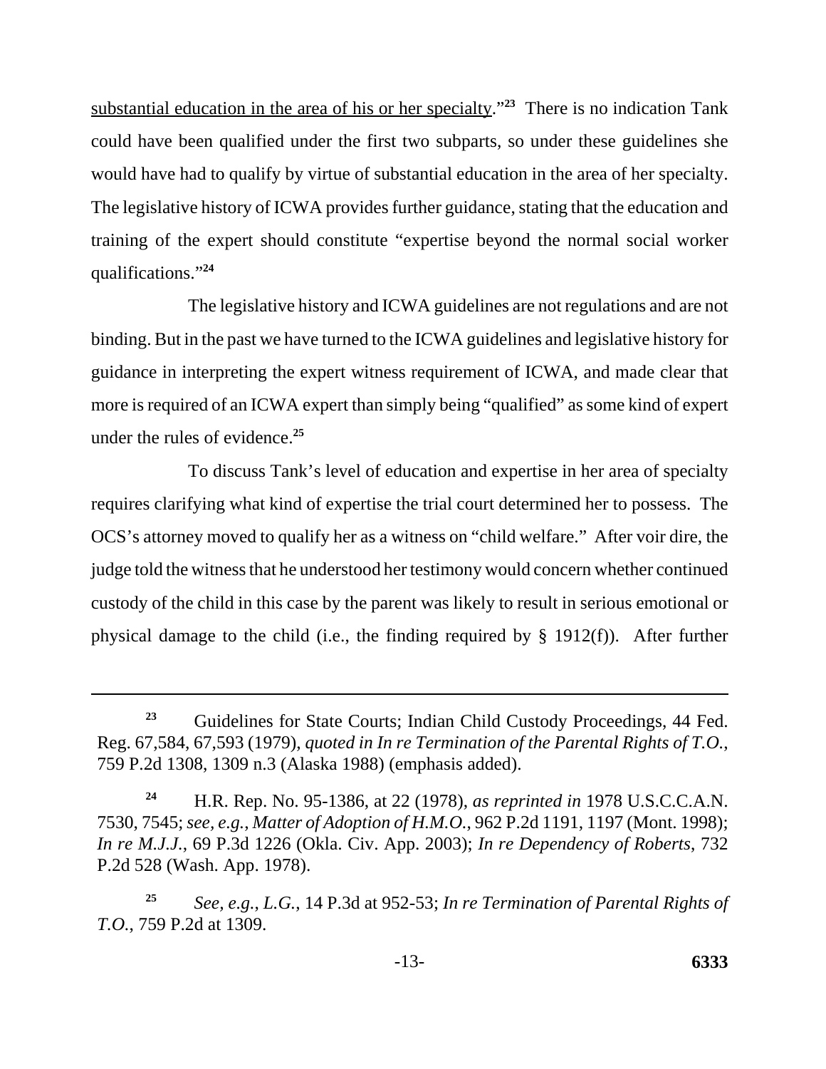substantial education in the area of his or her specialty."[23] There is no indication Tank could have been qualified under the first two subparts, so under these guidelines she would have had to qualify by virtue of substantial education in the area of her specialty. The legislative history of ICWA provides further guidance, stating that the education and training of the expert should constitute "expertise beyond the normal social worker qualifications."[24]

The legislative history and ICWA guidelines are not regulations and are not binding. But in the past we have turned to the ICWA guidelines and legislative history for guidance in interpreting the expert witness requirement of ICWA, and made clear that more is required of an ICWA expert than simply being "qualified" as some kind of expert under the rules of evidence.[25]

To discuss Tank's level of education and expertise in her area of specialty requires clarifying what kind of expertise the trial court determined her to possess. The OCS's attorney moved to qualify her as a witness on "child welfare." After voir dire, the judge told the witness that he understood her testimony would concern whether continued custody of the child in this case by the parent was likely to result in serious emotional or physical damage to the child (i.e., the finding required by § 1912(f)). After further

---

[23] Guidelines for State Courts; Indian Child Custody Proceedings, 44 Fed. Reg. 67,584, 67,593 (1979), *quoted in In re Termination of the Parental Rights of T.O.*, 759 P.2d 1308, 1309 n.3 (Alaska 1988) (emphasis added).

[24] H.R. Rep. No. 95-1386, at 22 (1978), *as reprinted in* 1978 U.S.C.C.A.N. 7530, 7545; *see, e.g.*, *Matter of Adoption of H.M.O.*, 962 P.2d 1191, 1197 (Mont. 1998); *In re M.J.J.*, 69 P.3d 1226 (Okla. Civ. App. 2003); *In re Dependency of Roberts*, 732 P.2d 528 (Wash. App. 1978).

[25] *See, e.g.*, *L.G.*, 14 P.3d at 952-53; *In re Termination of Parental Rights of T.O.*, 759 P.2d at 1309.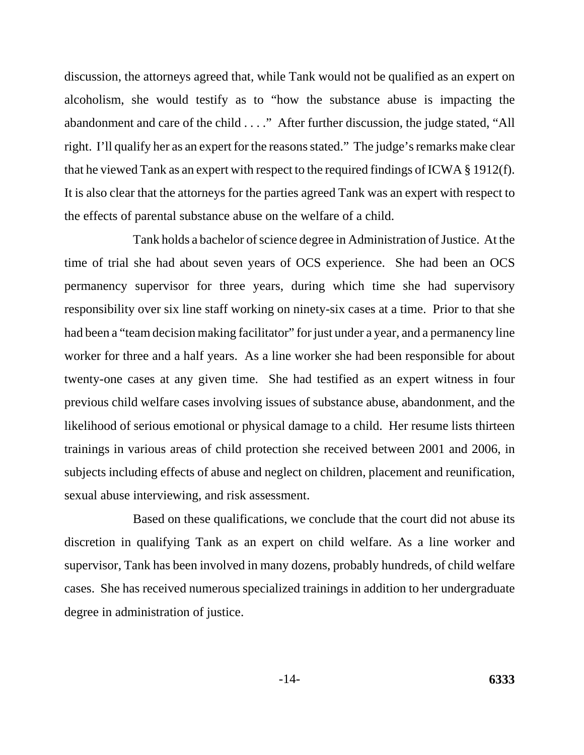discussion, the attorneys agreed that, while Tank would not be qualified as an expert on alcoholism, she would testify as to "how the substance abuse is impacting the abandonment and care of the child . . . ." After further discussion, the judge stated, "All right. I'll qualify her as an expert for the reasons stated." The judge's remarks make clear that he viewed Tank as an expert with respect to the required findings of ICWA § 1912(f). It is also clear that the attorneys for the parties agreed Tank was an expert with respect to the effects of parental substance abuse on the welfare of a child.

Tank holds a bachelor of science degree in Administration of Justice. At the time of trial she had about seven years of OCS experience. She had been an OCS permanency supervisor for three years, during which time she had supervisory responsibility over six line staff working on ninety-six cases at a time. Prior to that she had been a "team decision making facilitator" for just under a year, and a permanency line worker for three and a half years. As a line worker she had been responsible for about twenty-one cases at any given time. She had testified as an expert witness in four previous child welfare cases involving issues of substance abuse, abandonment, and the likelihood of serious emotional or physical damage to a child. Her resume lists thirteen trainings in various areas of child protection she received between 2001 and 2006, in subjects including effects of abuse and neglect on children, placement and reunification, sexual abuse interviewing, and risk assessment.

Based on these qualifications, we conclude that the court did not abuse its discretion in qualifying Tank as an expert on child welfare. As a line worker and supervisor, Tank has been involved in many dozens, probably hundreds, of child welfare cases. She has received numerous specialized trainings in addition to her undergraduate degree in administration of justice.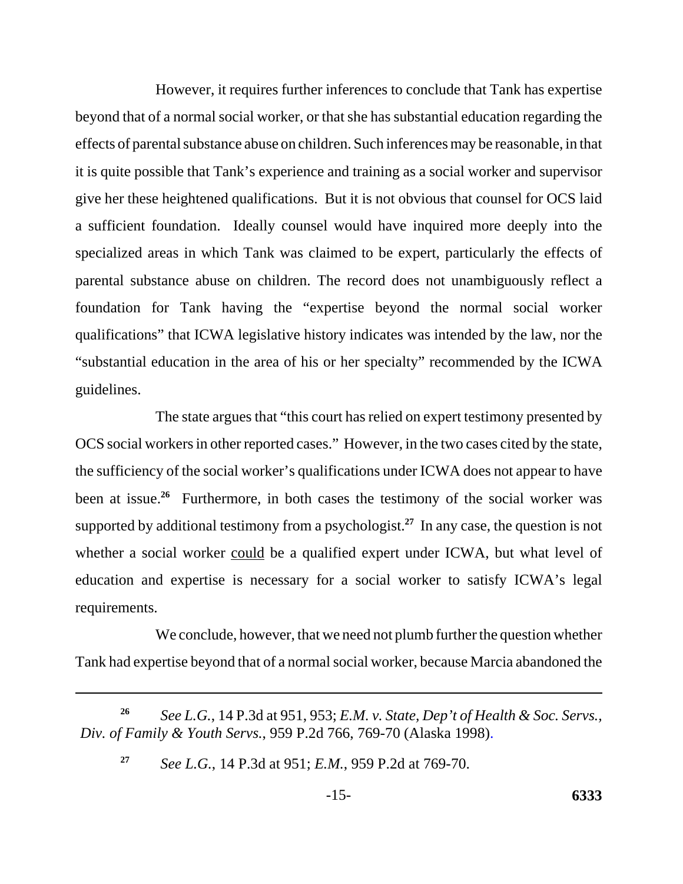However, it requires further inferences to conclude that Tank has expertise beyond that of a normal social worker, or that she has substantial education regarding the effects of parental substance abuse on children. Such inferences may be reasonable, in that it is quite possible that Tank's experience and training as a social worker and supervisor give her these heightened qualifications. But it is not obvious that counsel for OCS laid a sufficient foundation. Ideally counsel would have inquired more deeply into the specialized areas in which Tank was claimed to be expert, particularly the effects of parental substance abuse on children. The record does not unambiguously reflect a foundation for Tank having the "expertise beyond the normal social worker qualifications" that ICWA legislative history indicates was intended by the law, nor the "substantial education in the area of his or her specialty" recommended by the ICWA guidelines.

The state argues that "this court has relied on expert testimony presented by OCS social workers in other reported cases." However, in the two cases cited by the state, the sufficiency of the social worker's qualifications under ICWA does not appear to have been at issue.[26] Furthermore, in both cases the testimony of the social worker was supported by additional testimony from a psychologist.[27] In any case, the question is not whether a social worker could be a qualified expert under ICWA, but what level of education and expertise is necessary for a social worker to satisfy ICWA's legal requirements.

We conclude, however, that we need not plumb further the question whether Tank had expertise beyond that of a normal social worker, because Marcia abandoned the

---

[26] *See L.G.*, 14 P.3d at 951, 953; *E.M. v. State, Dep't of Health & Soc. Servs., Div. of Family & Youth Servs.*, 959 P.2d 766, 769-70 (Alaska 1998).

[27] *See L.G.*, 14 P.3d at 951; *E.M.*, 959 P.2d at 769-70.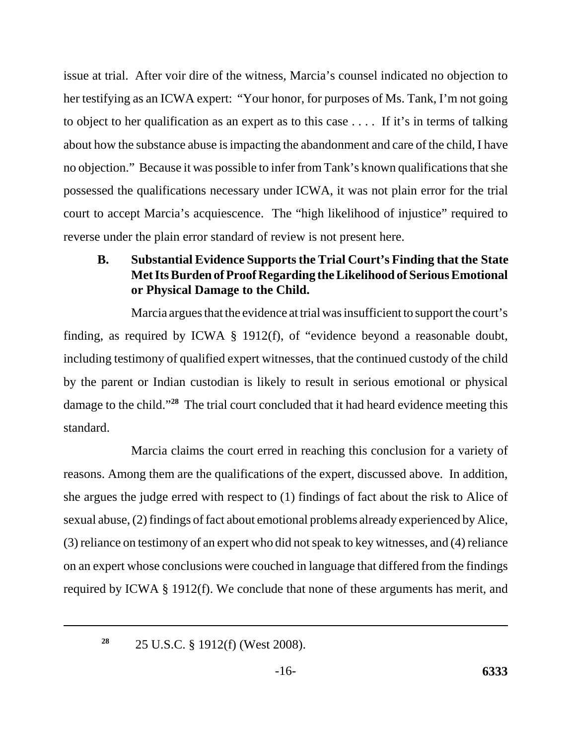issue at trial. After voir dire of the witness, Marcia's counsel indicated no objection to her testifying as an ICWA expert: "Your honor, for purposes of Ms. Tank, I'm not going to object to her qualification as an expert as to this case . . . . If it's in terms of talking about how the substance abuse is impacting the abandonment and care of the child, I have no objection." Because it was possible to infer from Tank's known qualifications that she possessed the qualifications necessary under ICWA, it was not plain error for the trial court to accept Marcia's acquiescence. The "high likelihood of injustice" required to reverse under the plain error standard of review is not present here.

### B. Substantial Evidence Supports the Trial Court's Finding that the State Met Its Burden of Proof Regarding the Likelihood of Serious Emotional or Physical Damage to the Child.

Marcia argues that the evidence at trial was insufficient to support the court's finding, as required by ICWA § 1912(f), of "evidence beyond a reasonable doubt, including testimony of qualified expert witnesses, that the continued custody of the child by the parent or Indian custodian is likely to result in serious emotional or physical damage to the child."[28] The trial court concluded that it had heard evidence meeting this standard.

Marcia claims the court erred in reaching this conclusion for a variety of reasons. Among them are the qualifications of the expert, discussed above. In addition, she argues the judge erred with respect to (1) findings of fact about the risk to Alice of sexual abuse, (2) findings of fact about emotional problems already experienced by Alice, (3) reliance on testimony of an expert who did not speak to key witnesses, and (4) reliance on an expert whose conclusions were couched in language that differed from the findings required by ICWA § 1912(f). We conclude that none of these arguments has merit, and

---

[28] 25 U.S.C. § 1912(f) (West 2008).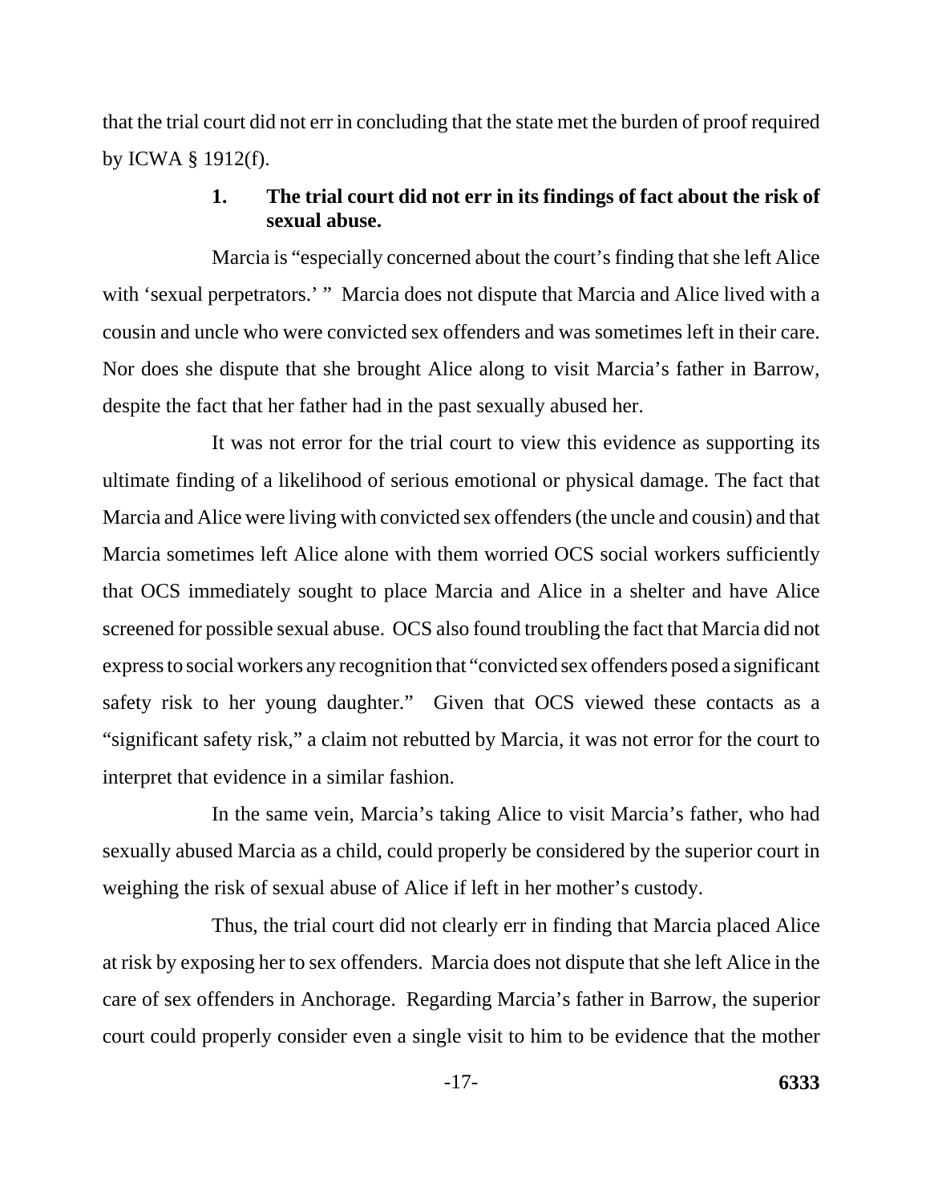that the trial court did not err in concluding that the state met the burden of proof required by ICWA § 1912(f).

### 1. The trial court did not err in its findings of fact about the risk of sexual abuse.

Marcia is "especially concerned about the court's finding that she left Alice with 'sexual perpetrators.' " Marcia does not dispute that Marcia and Alice lived with a cousin and uncle who were convicted sex offenders and was sometimes left in their care. Nor does she dispute that she brought Alice along to visit Marcia's father in Barrow, despite the fact that her father had in the past sexually abused her.

It was not error for the trial court to view this evidence as supporting its ultimate finding of a likelihood of serious emotional or physical damage. The fact that Marcia and Alice were living with convicted sex offenders (the uncle and cousin) and that Marcia sometimes left Alice alone with them worried OCS social workers sufficiently that OCS immediately sought to place Marcia and Alice in a shelter and have Alice screened for possible sexual abuse. OCS also found troubling the fact that Marcia did not express to social workers any recognition that "convicted sex offenders posed a significant safety risk to her young daughter." Given that OCS viewed these contacts as a "significant safety risk," a claim not rebutted by Marcia, it was not error for the court to interpret that evidence in a similar fashion.

In the same vein, Marcia's taking Alice to visit Marcia's father, who had sexually abused Marcia as a child, could properly be considered by the superior court in weighing the risk of sexual abuse of Alice if left in her mother's custody.

Thus, the trial court did not clearly err in finding that Marcia placed Alice at risk by exposing her to sex offenders. Marcia does not dispute that she left Alice in the care of sex offenders in Anchorage. Regarding Marcia's father in Barrow, the superior court could properly consider even a single visit to him to be evidence that the mother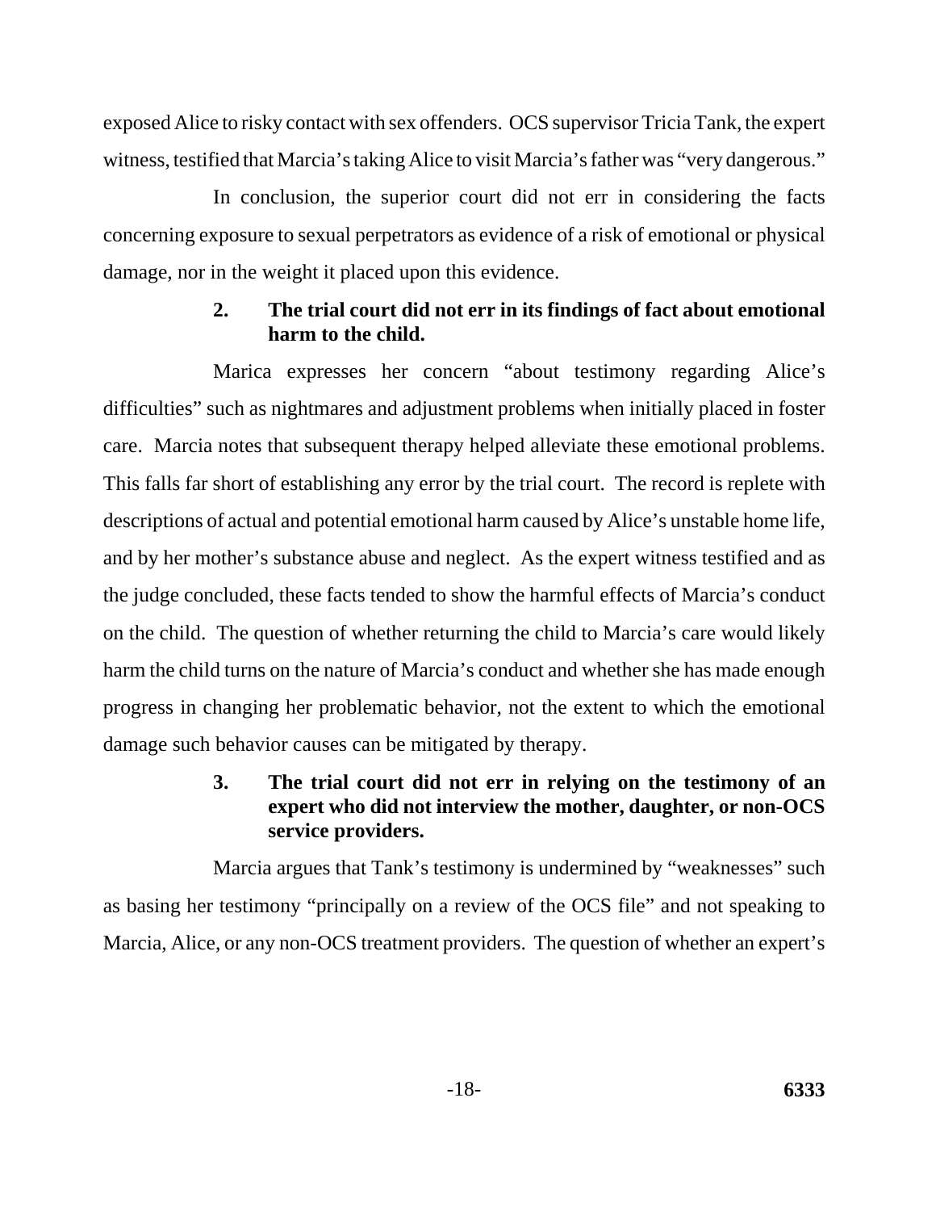exposed Alice to risky contact with sex offenders. OCS supervisor Tricia Tank, the expert witness, testified that Marcia's taking Alice to visit Marcia's father was "very dangerous."

In conclusion, the superior court did not err in considering the facts concerning exposure to sexual perpetrators as evidence of a risk of emotional or physical damage, nor in the weight it placed upon this evidence.

**2. The trial court did not err in its findings of fact about emotional harm to the child.**

Marica expresses her concern "about testimony regarding Alice's difficulties" such as nightmares and adjustment problems when initially placed in foster care. Marcia notes that subsequent therapy helped alleviate these emotional problems. This falls far short of establishing any error by the trial court. The record is replete with descriptions of actual and potential emotional harm caused by Alice's unstable home life, and by her mother's substance abuse and neglect. As the expert witness testified and as the judge concluded, these facts tended to show the harmful effects of Marcia's conduct on the child. The question of whether returning the child to Marcia's care would likely harm the child turns on the nature of Marcia's conduct and whether she has made enough progress in changing her problematic behavior, not the extent to which the emotional damage such behavior causes can be mitigated by therapy.

**3. The trial court did not err in relying on the testimony of an expert who did not interview the mother, daughter, or non-OCS service providers.**

Marcia argues that Tank's testimony is undermined by "weaknesses" such as basing her testimony "principally on a review of the OCS file" and not speaking to Marcia, Alice, or any non-OCS treatment providers. The question of whether an expert's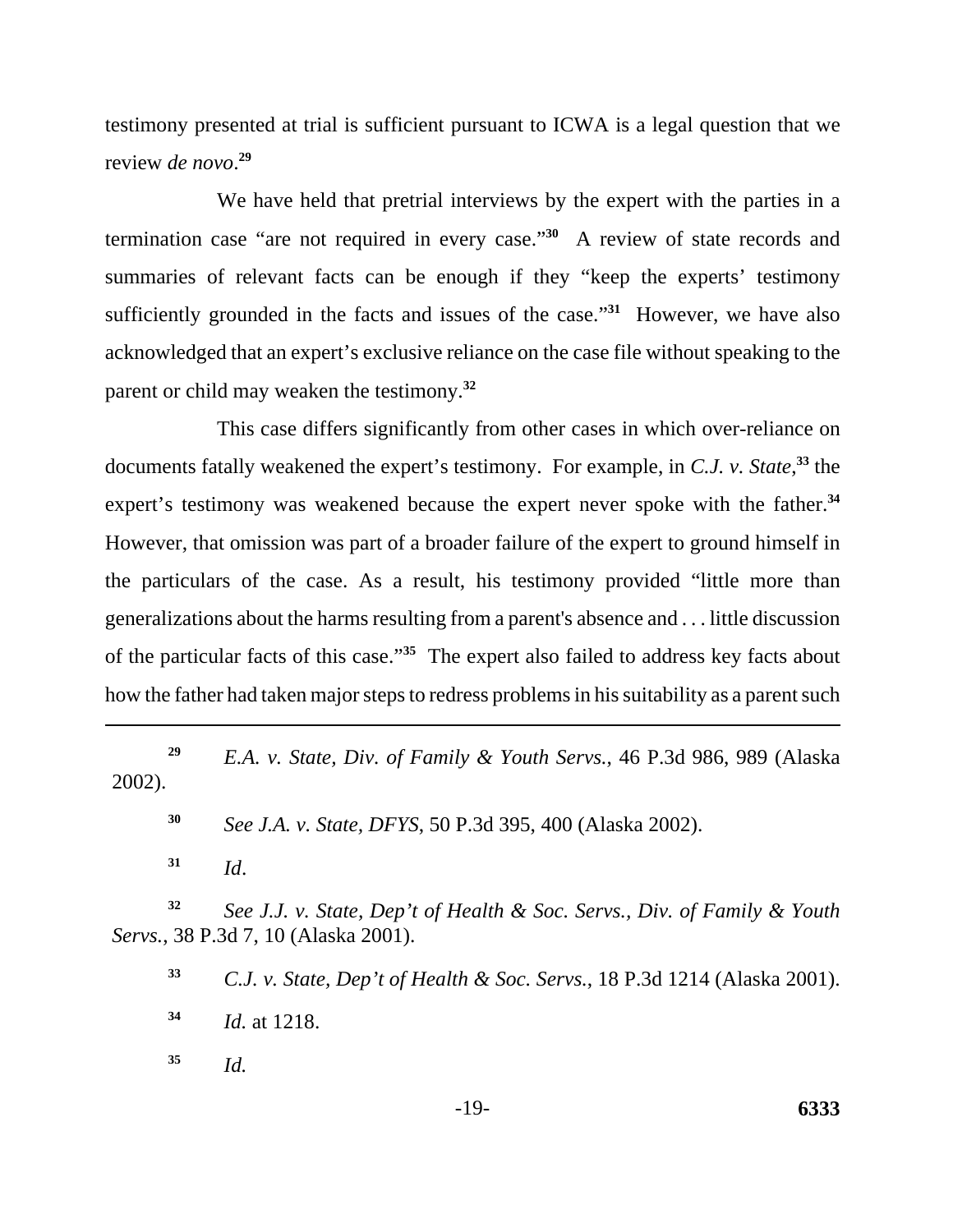testimony presented at trial is sufficient pursuant to ICWA is a legal question that we review *de novo*.[29]

We have held that pretrial interviews by the expert with the parties in a termination case "are not required in every case."[30] A review of state records and summaries of relevant facts can be enough if they "keep the experts' testimony sufficiently grounded in the facts and issues of the case."[31] However, we have also acknowledged that an expert's exclusive reliance on the case file without speaking to the parent or child may weaken the testimony.[32]

This case differs significantly from other cases in which over-reliance on documents fatally weakened the expert's testimony. For example, in *C.J. v. State*,[33] the expert's testimony was weakened because the expert never spoke with the father.[34] However, that omission was part of a broader failure of the expert to ground himself in the particulars of the case. As a result, his testimony provided "little more than generalizations about the harms resulting from a parent's absence and . . . little discussion of the particular facts of this case."[35] The expert also failed to address key facts about how the father had taken major steps to redress problems in his suitability as a parent such

---

[29] *E.A. v. State, Div. of Family & Youth Servs.*, 46 P.3d 986, 989 (Alaska 2002).

[30] *See J.A. v. State, DFYS*, 50 P.3d 395, 400 (Alaska 2002).

[31] *Id*.

[32] *See J.J. v. State, Dep't of Health & Soc. Servs., Div. of Family & Youth Servs.*, 38 P.3d 7, 10 (Alaska 2001).

[33] *C.J. v. State, Dep't of Health & Soc. Servs.*, 18 P.3d 1214 (Alaska 2001).

[34] *Id.* at 1218.

[35] *Id.*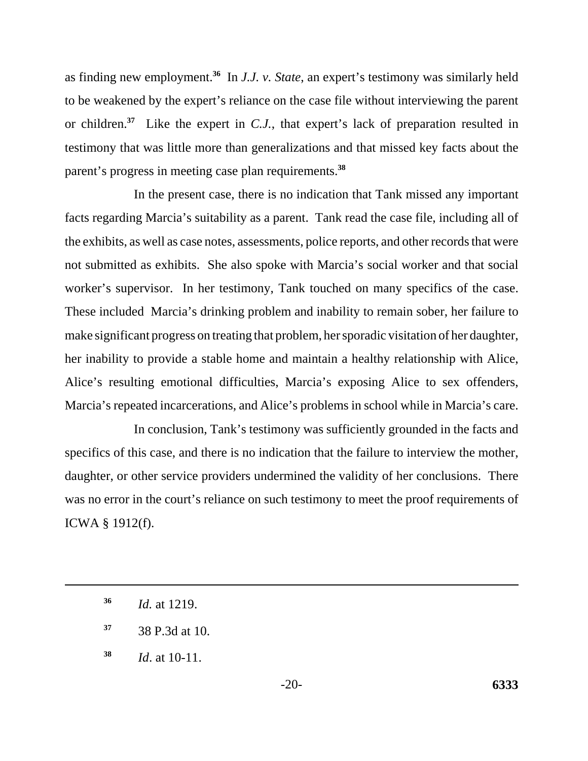as finding new employment.[36] In *J.J. v. State*, an expert's testimony was similarly held to be weakened by the expert's reliance on the case file without interviewing the parent or children.[37] Like the expert in *C.J.*, that expert's lack of preparation resulted in testimony that was little more than generalizations and that missed key facts about the parent's progress in meeting case plan requirements.[38]

In the present case, there is no indication that Tank missed any important facts regarding Marcia's suitability as a parent. Tank read the case file, including all of the exhibits, as well as case notes, assessments, police reports, and other records that were not submitted as exhibits. She also spoke with Marcia's social worker and that social worker's supervisor. In her testimony, Tank touched on many specifics of the case. These included Marcia's drinking problem and inability to remain sober, her failure to make significant progress on treating that problem, her sporadic visitation of her daughter, her inability to provide a stable home and maintain a healthy relationship with Alice, Alice's resulting emotional difficulties, Marcia's exposing Alice to sex offenders, Marcia's repeated incarcerations, and Alice's problems in school while in Marcia's care.

In conclusion, Tank's testimony was sufficiently grounded in the facts and specifics of this case, and there is no indication that the failure to interview the mother, daughter, or other service providers undermined the validity of her conclusions. There was no error in the court's reliance on such testimony to meet the proof requirements of ICWA § 1912(f).

---

[36] *Id.* at 1219.

[37] 38 P.3d at 10.

[38] *Id*. at 10-11.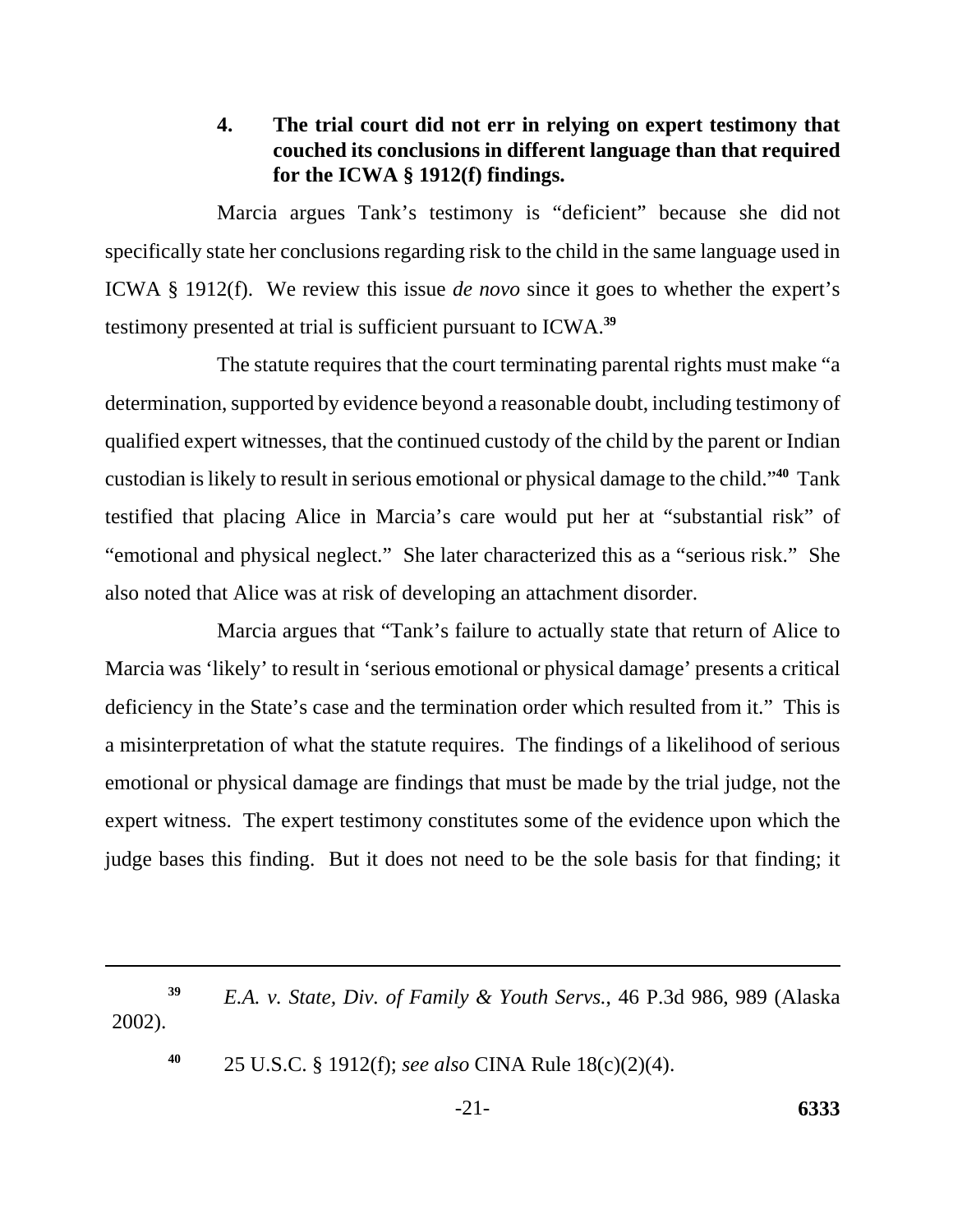#### 4. The trial court did not err in relying on expert testimony that couched its conclusions in different language than that required for the ICWA § 1912(f) findings.

Marcia argues Tank's testimony is "deficient" because she did not specifically state her conclusions regarding risk to the child in the same language used in ICWA § 1912(f). We review this issue *de novo* since it goes to whether the expert's testimony presented at trial is sufficient pursuant to ICWA.[39]

The statute requires that the court terminating parental rights must make "a determination, supported by evidence beyond a reasonable doubt, including testimony of qualified expert witnesses, that the continued custody of the child by the parent or Indian custodian is likely to result in serious emotional or physical damage to the child."[40] Tank testified that placing Alice in Marcia's care would put her at "substantial risk" of "emotional and physical neglect." She later characterized this as a "serious risk." She also noted that Alice was at risk of developing an attachment disorder.

Marcia argues that "Tank's failure to actually state that return of Alice to Marcia was 'likely' to result in 'serious emotional or physical damage' presents a critical deficiency in the State's case and the termination order which resulted from it." This is a misinterpretation of what the statute requires. The findings of a likelihood of serious emotional or physical damage are findings that must be made by the trial judge, not the expert witness. The expert testimony constitutes some of the evidence upon which the judge bases this finding. But it does not need to be the sole basis for that finding; it

---

[39] *E.A. v. State, Div. of Family & Youth Servs.*, 46 P.3d 986, 989 (Alaska 2002).

[40] 25 U.S.C. § 1912(f); *see also* CINA Rule 18(c)(2)(4).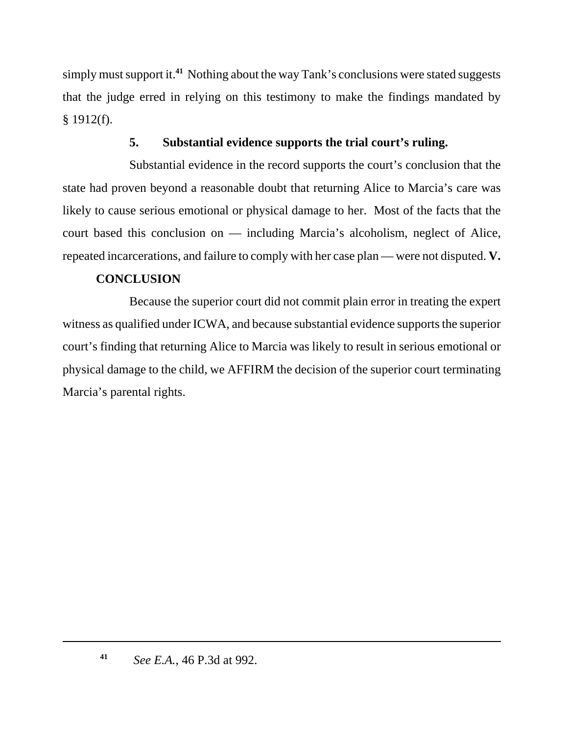simply must support it.[41] Nothing about the way Tank's conclusions were stated suggests that the judge erred in relying on this testimony to make the findings mandated by § 1912(f).

**5. Substantial evidence supports the trial court's ruling.**

Substantial evidence in the record supports the court's conclusion that the state had proven beyond a reasonable doubt that returning Alice to Marcia's care was likely to cause serious emotional or physical damage to her. Most of the facts that the court based this conclusion on — including Marcia's alcoholism, neglect of Alice, repeated incarcerations, and failure to comply with her case plan — were not disputed.

## V. CONCLUSION

Because the superior court did not commit plain error in treating the expert witness as qualified under ICWA, and because substantial evidence supports the superior court's finding that returning Alice to Marcia was likely to result in serious emotional or physical damage to the child, we AFFIRM the decision of the superior court terminating Marcia's parental rights.

---

[41] *See E.A.*, 46 P.3d at 992.